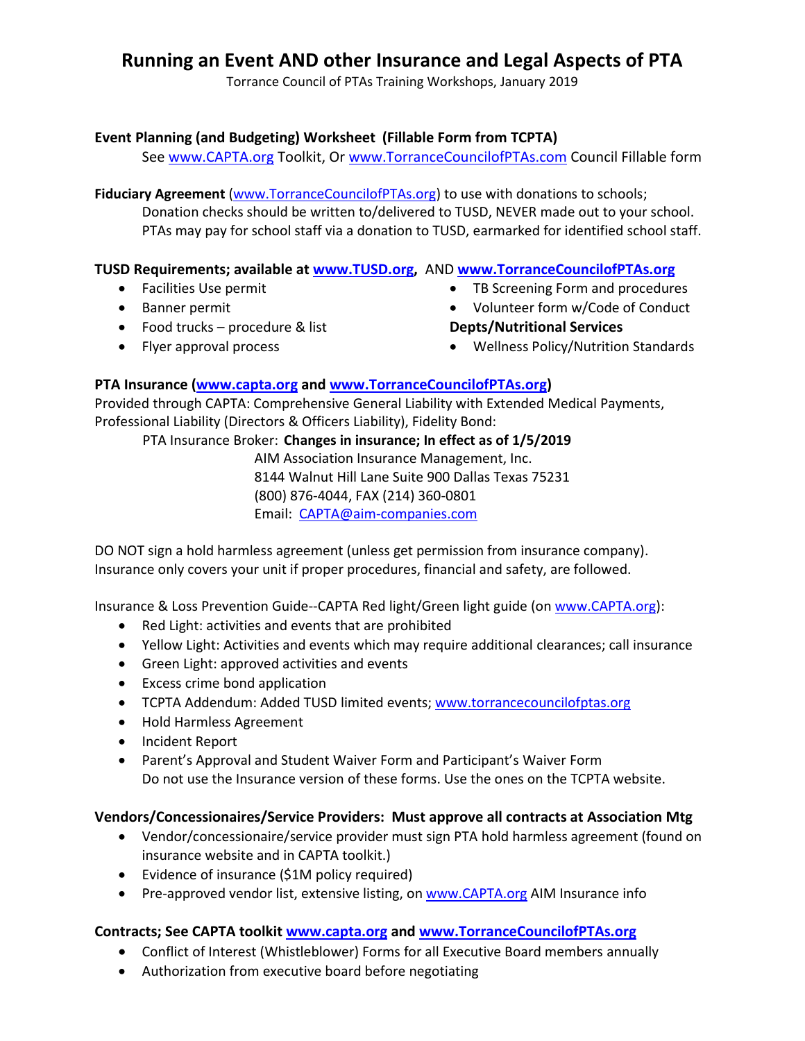# Running an Event AND other Insurance and Legal Aspects of PTA

Torrance Council of PTAs Training Workshops, January 2019

**Event Planning (and Budgeting) Worksheet (Fillable Form from TCPTA)**

See www.CAPTA.org Toolkit, Or www.TorranceCouncilofPTAs.com Council Fillable form

**Fiduciary Agreement** (www.TorranceCouncilofPTAs.org) to use with donations to schools;
Donation checks should be written to/delivered to TUSD, NEVER made out to your school.
PTAs may pay for school staff via a donation to TUSD, earmarked for identified school staff.

**TUSD Requirements; available at www.TUSD.org, AND www.TorranceCouncilofPTAs.org**

- Facilities Use permit
- Banner permit
- Food trucks – procedure & list
- Flyer approval process
- TB Screening Form and procedures
- Volunteer form w/Code of Conduct

**Depts/Nutritional Services**

- Wellness Policy/Nutrition Standards

**PTA Insurance (www.capta.org and www.TorranceCouncilofPTAs.org)**

Provided through CAPTA: Comprehensive General Liability with Extended Medical Payments, Professional Liability (Directors & Officers Liability), Fidelity Bond:

PTA Insurance Broker: **Changes in insurance; In effect as of 1/5/2019**
AIM Association Insurance Management, Inc.
8144 Walnut Hill Lane Suite 900 Dallas Texas 75231
(800) 876-4044, FAX (214) 360-0801
Email: CAPTA@aim-companies.com

DO NOT sign a hold harmless agreement (unless get permission from insurance company).
Insurance only covers your unit if proper procedures, financial and safety, are followed.

Insurance & Loss Prevention Guide--CAPTA Red light/Green light guide (on www.CAPTA.org):

- Red Light: activities and events that are prohibited
- Yellow Light: Activities and events which may require additional clearances; call insurance
- Green Light: approved activities and events
- Excess crime bond application
- TCPTA Addendum: Added TUSD limited events; www.torrancecouncilofptas.org
- Hold Harmless Agreement
- Incident Report
- Parent's Approval and Student Waiver Form and Participant's Waiver Form
  Do not use the Insurance version of these forms. Use the ones on the TCPTA website.

**Vendors/Concessionaires/Service Providers: Must approve all contracts at Association Mtg**

- Vendor/concessionaire/service provider must sign PTA hold harmless agreement (found on insurance website and in CAPTA toolkit.)
- Evidence of insurance ($1M policy required)
- Pre-approved vendor list, extensive listing, on www.CAPTA.org AIM Insurance info

**Contracts; See CAPTA toolkit www.capta.org and www.TorranceCouncilofPTAs.org**

- Conflict of Interest (Whistleblower) Forms for all Executive Board members annually
- Authorization from executive board before negotiating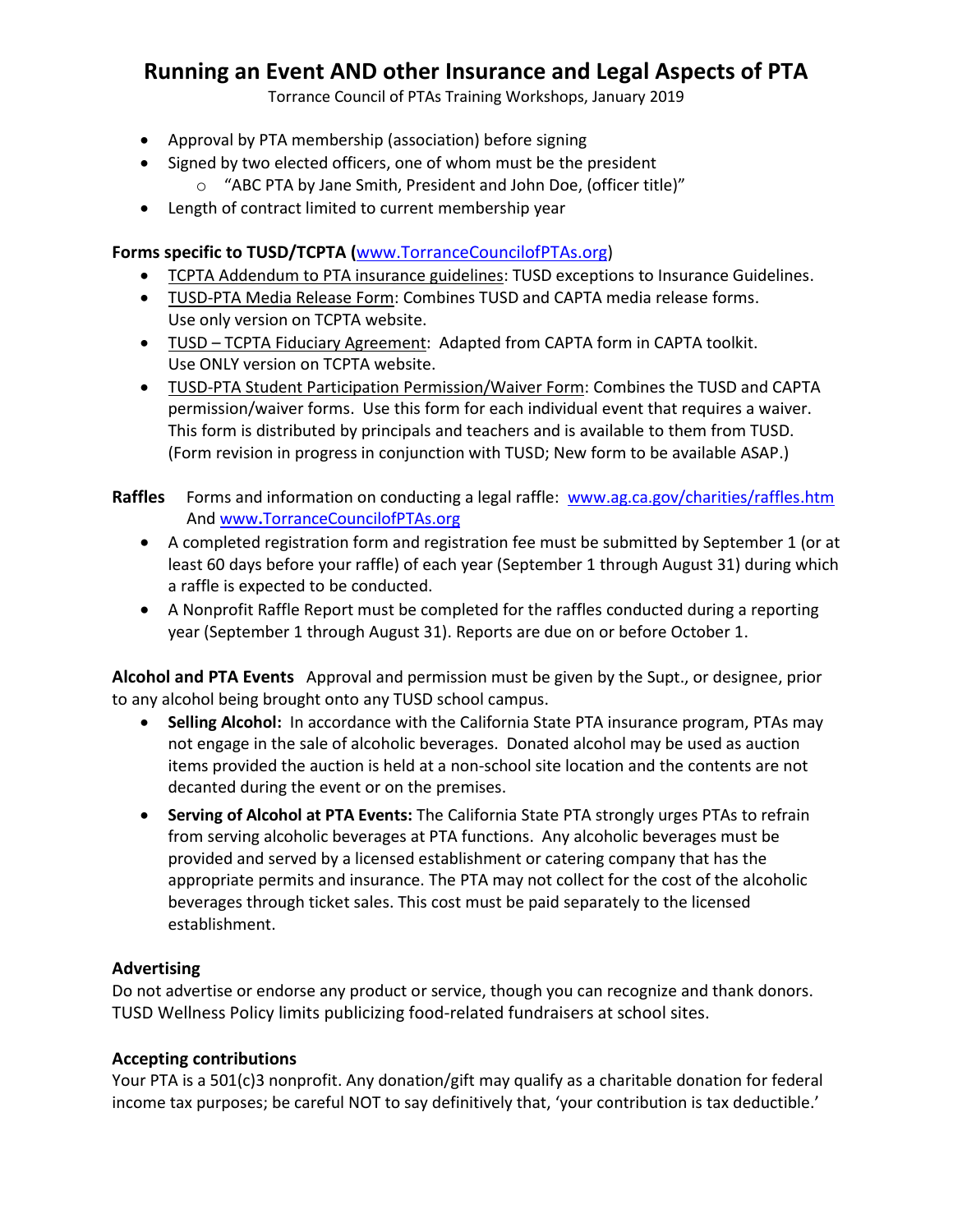# Running an Event AND other Insurance and Legal Aspects of PTA

Torrance Council of PTAs Training Workshops, January 2019

- Approval by PTA membership (association) before signing
- Signed by two elected officers, one of whom must be the president
  - "ABC PTA by Jane Smith, President and John Doe, (officer title)"
- Length of contract limited to current membership year

**Forms specific to TUSD/TCPTA (**www.TorranceCouncilofPTAs.org)

- TCPTA Addendum to PTA insurance guidelines: TUSD exceptions to Insurance Guidelines.
- TUSD-PTA Media Release Form: Combines TUSD and CAPTA media release forms. Use only version on TCPTA website.
- TUSD – TCPTA Fiduciary Agreement: Adapted from CAPTA form in CAPTA toolkit. Use ONLY version on TCPTA website.
- TUSD-PTA Student Participation Permission/Waiver Form: Combines the TUSD and CAPTA permission/waiver forms. Use this form for each individual event that requires a waiver. This form is distributed by principals and teachers and is available to them from TUSD. (Form revision in progress in conjunction with TUSD; New form to be available ASAP.)

**Raffles** Forms and information on conducting a legal raffle: www.ag.ca.gov/charities/raffles.htm And www.TorranceCouncilofPTAs.org

- A completed registration form and registration fee must be submitted by September 1 (or at least 60 days before your raffle) of each year (September 1 through August 31) during which a raffle is expected to be conducted.
- A Nonprofit Raffle Report must be completed for the raffles conducted during a reporting year (September 1 through August 31). Reports are due on or before October 1.

**Alcohol and PTA Events** Approval and permission must be given by the Supt., or designee, prior to any alcohol being brought onto any TUSD school campus.

- **Selling Alcohol:** In accordance with the California State PTA insurance program, PTAs may not engage in the sale of alcoholic beverages. Donated alcohol may be used as auction items provided the auction is held at a non-school site location and the contents are not decanted during the event or on the premises.
- **Serving of Alcohol at PTA Events:** The California State PTA strongly urges PTAs to refrain from serving alcoholic beverages at PTA functions. Any alcoholic beverages must be provided and served by a licensed establishment or catering company that has the appropriate permits and insurance. The PTA may not collect for the cost of the alcoholic beverages through ticket sales. This cost must be paid separately to the licensed establishment.

**Advertising**

Do not advertise or endorse any product or service, though you can recognize and thank donors. TUSD Wellness Policy limits publicizing food-related fundraisers at school sites.

**Accepting contributions**

Your PTA is a 501(c)3 nonprofit. Any donation/gift may qualify as a charitable donation for federal income tax purposes; be careful NOT to say definitively that, 'your contribution is tax deductible.'